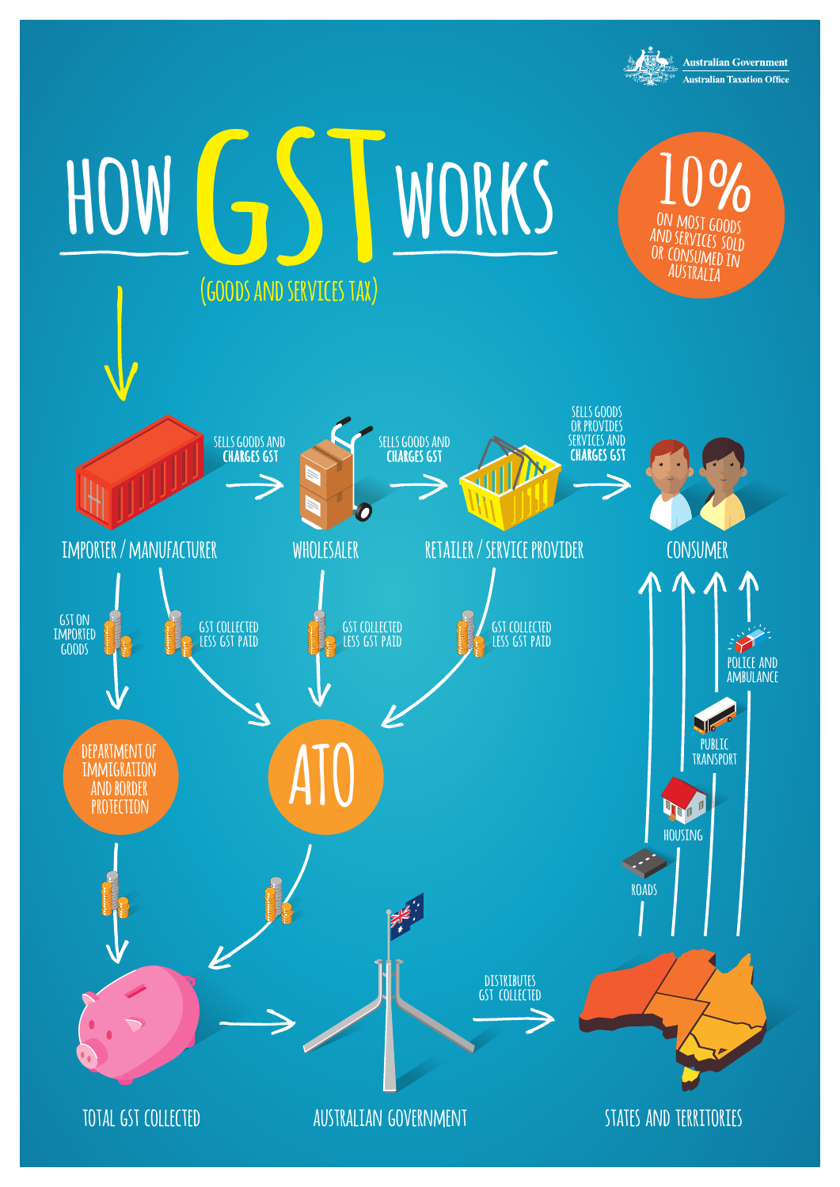Australian Government
Australian Taxation Office

# HOW GST WORKS

(GOODS AND SERVICES TAX)

**10%** ON MOST GOODS AND SERVICES SOLD OR CONSUMED IN AUSTRALIA

IMPORTER / MANUFACTURER — SELLS GOODS AND **CHARGES GST** → WHOLESALER — SELLS GOODS AND **CHARGES GST** → RETAILER / SERVICE PROVIDER — SELLS GOODS OR PROVIDES SERVICES AND **CHARGES GST** → CONSUMER

- IMPORTER / MANUFACTURER: GST ON IMPORTED GOODS → DEPARTMENT OF IMMIGRATION AND BORDER PROTECTION
- IMPORTER / MANUFACTURER: GST COLLECTED LESS GST PAID → ATO
- WHOLESALER: GST COLLECTED LESS GST PAID → ATO
- RETAILER / SERVICE PROVIDER: GST COLLECTED LESS GST PAID → ATO

DEPARTMENT OF IMMIGRATION AND BORDER PROTECTION → TOTAL GST COLLECTED

ATO → TOTAL GST COLLECTED

TOTAL GST COLLECTED → AUSTRALIAN GOVERNMENT → DISTRIBUTES GST COLLECTED → STATES AND TERRITORIES

STATES AND TERRITORIES → CONSUMER: ROADS, HOUSING, PUBLIC TRANSPORT, POLICE AND AMBULANCE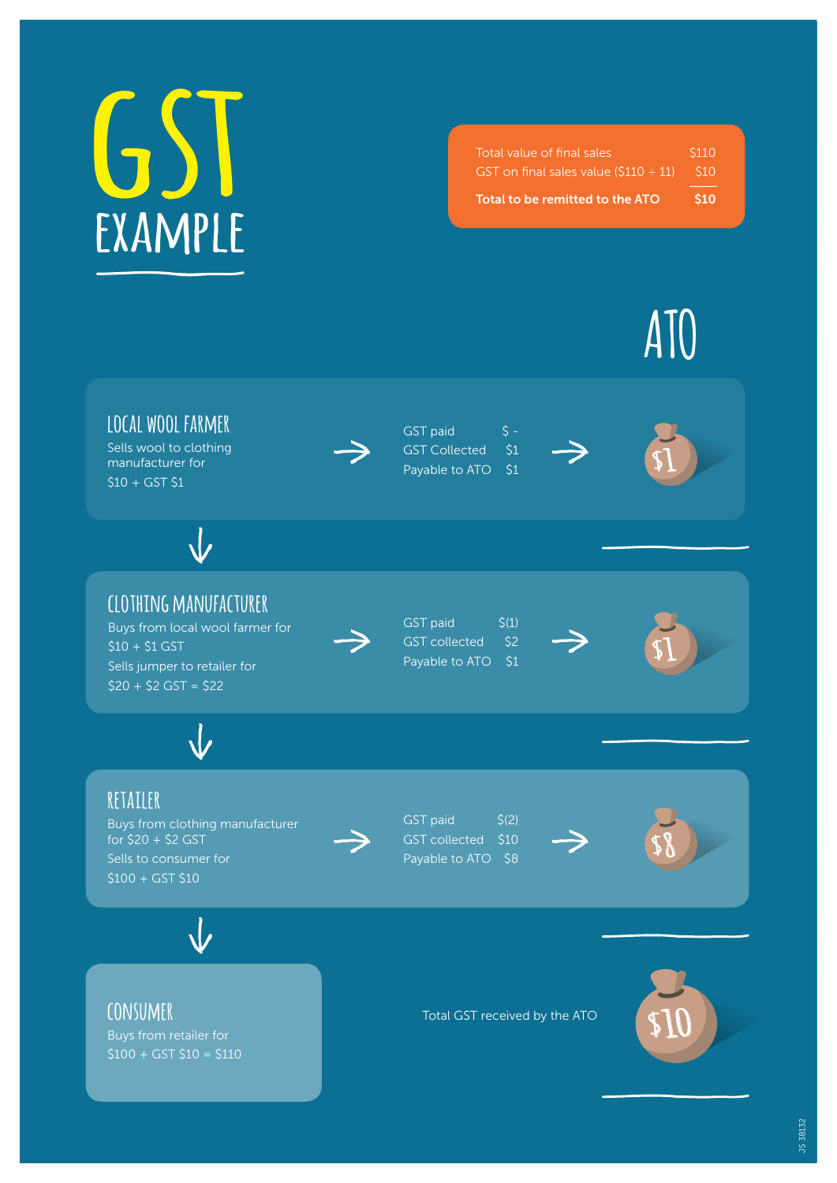# GST EXAMPLE

| | |
|---|---|
| Total value of final sales | $110 |
| GST on final sales value ($110 ÷ 11) | $10 |
| **Total to be remitted to the ATO** | **$10** |

## ATO

### LOCAL WOOL FARMER

Sells wool to clothing manufacturer for
$10 + GST $1

| | |
|---|---|
| GST paid | $ - |
| GST Collected | $1 |
| Payable to ATO | $1 |

$1

### CLOTHING MANUFACTURER

Buys from local wool farmer for
$10 + $1 GST
Sells jumper to retailer for
$20 + $2 GST = $22

| | |
|---|---|
| GST paid | $(1) |
| GST collected | $2 |
| Payable to ATO | $1 |

$1

### RETAILER

Buys from clothing manufacturer for $20 + $2 GST
Sells to consumer for
$100 + GST $10

| | |
|---|---|
| GST paid | $(2) |
| GST collected | $10 |
| Payable to ATO | $8 |

$8

### CONSUMER

Buys from retailer for
$100 + GST $10 = $110

Total GST received by the ATO

$10

JS 38132